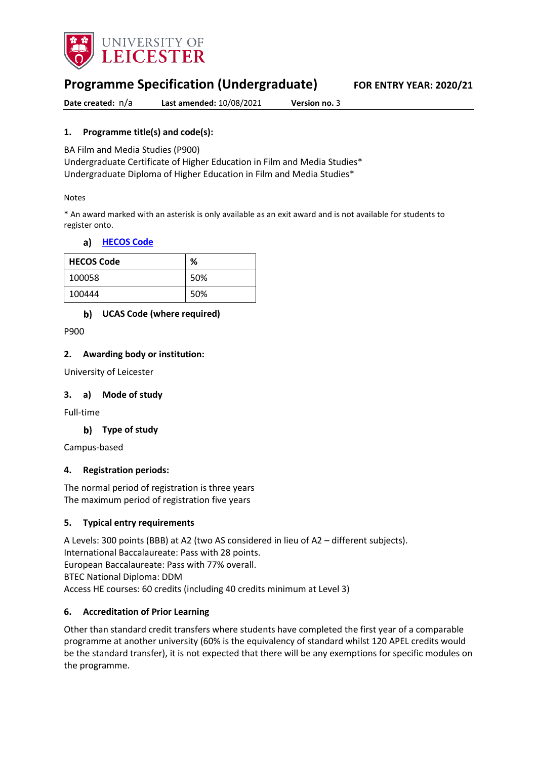# Programme Specification (Undergraduate)

**FOR ENTRY YEAR: 2020/21**

**Date created:** n/a **Last amended:** 10/08/2021 **Version no.** 3

## 1. Programme title(s) and code(s):

BA Film and Media Studies (P900)
Undergraduate Certificate of Higher Education in Film and Media Studies*
Undergraduate Diploma of Higher Education in Film and Media Studies*

Notes

* An award marked with an asterisk is only available as an exit award and is not available for students to register onto.

### a) HECOS Code

| HECOS Code | % |
|---|---|
| 100058 | 50% |
| 100444 | 50% |

### b) UCAS Code (where required)

P900

## 2. Awarding body or institution:

University of Leicester

## 3. a) Mode of study

Full-time

### b) Type of study

Campus-based

## 4. Registration periods:

The normal period of registration is three years
The maximum period of registration five years

## 5. Typical entry requirements

A Levels: 300 points (BBB) at A2 (two AS considered in lieu of A2 – different subjects).
International Baccalaureate: Pass with 28 points.
European Baccalaureate: Pass with 77% overall.
BTEC National Diploma: DDM
Access HE courses: 60 credits (including 40 credits minimum at Level 3)

## 6. Accreditation of Prior Learning

Other than standard credit transfers where students have completed the first year of a comparable programme at another university (60% is the equivalency of standard whilst 120 APEL credits would be the standard transfer), it is not expected that there will be any exemptions for specific modules on the programme.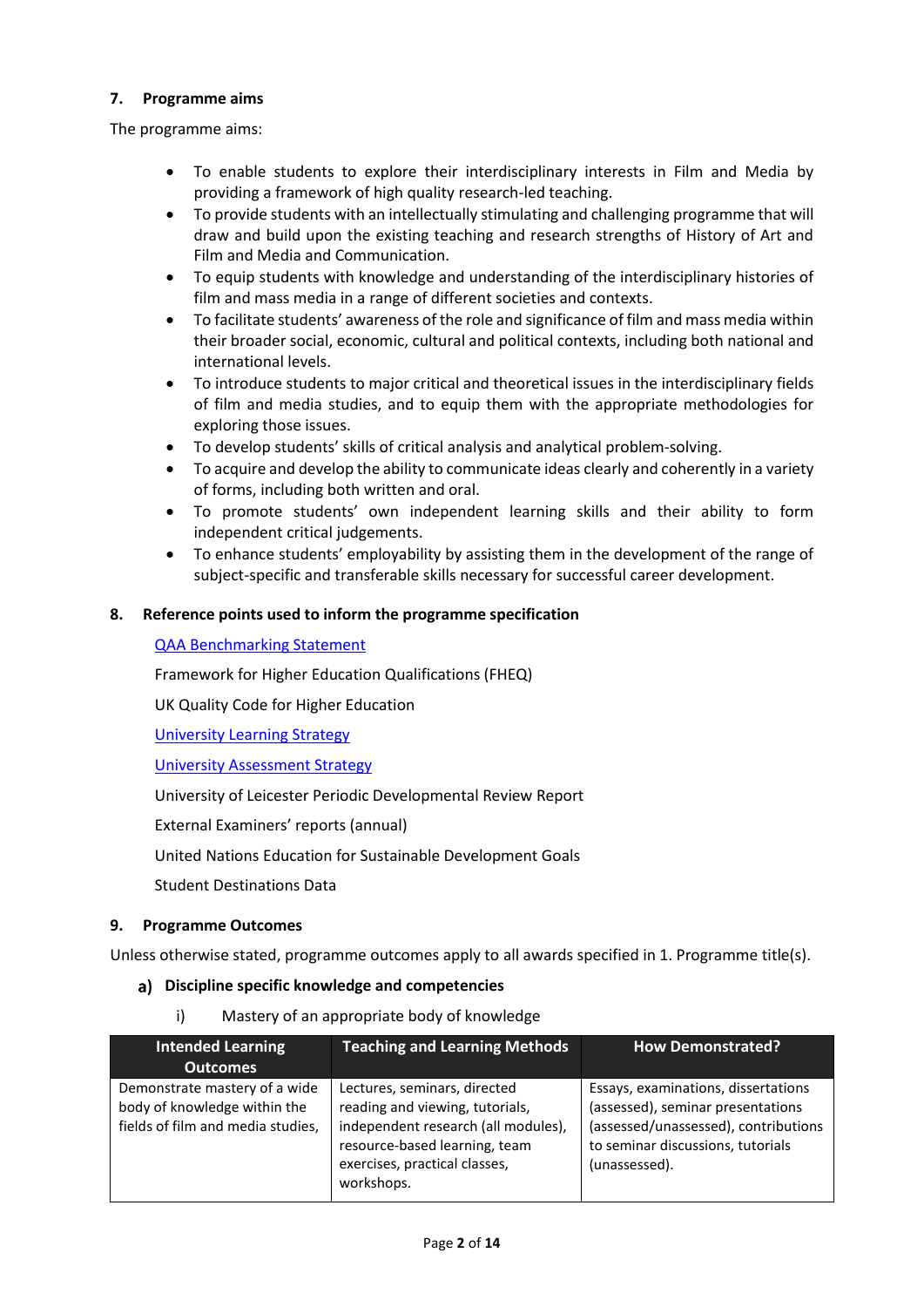## 7. Programme aims

The programme aims:

- To enable students to explore their interdisciplinary interests in Film and Media by providing a framework of high quality research-led teaching.
- To provide students with an intellectually stimulating and challenging programme that will draw and build upon the existing teaching and research strengths of History of Art and Film and Media and Communication.
- To equip students with knowledge and understanding of the interdisciplinary histories of film and mass media in a range of different societies and contexts.
- To facilitate students' awareness of the role and significance of film and mass media within their broader social, economic, cultural and political contexts, including both national and international levels.
- To introduce students to major critical and theoretical issues in the interdisciplinary fields of film and media studies, and to equip them with the appropriate methodologies for exploring those issues.
- To develop students' skills of critical analysis and analytical problem-solving.
- To acquire and develop the ability to communicate ideas clearly and coherently in a variety of forms, including both written and oral.
- To promote students' own independent learning skills and their ability to form independent critical judgements.
- To enhance students' employability by assisting them in the development of the range of subject-specific and transferable skills necessary for successful career development.

## 8. Reference points used to inform the programme specification

QAA Benchmarking Statement

Framework for Higher Education Qualifications (FHEQ)

UK Quality Code for Higher Education

University Learning Strategy

University Assessment Strategy

University of Leicester Periodic Developmental Review Report

External Examiners' reports (annual)

United Nations Education for Sustainable Development Goals

Student Destinations Data

## 9. Programme Outcomes

Unless otherwise stated, programme outcomes apply to all awards specified in 1. Programme title(s).

### a) Discipline specific knowledge and competencies

i) Mastery of an appropriate body of knowledge

| Intended Learning Outcomes | Teaching and Learning Methods | How Demonstrated? |
|---|---|---|
| Demonstrate mastery of a wide body of knowledge within the fields of film and media studies, | Lectures, seminars, directed reading and viewing, tutorials, independent research (all modules), resource-based learning, team exercises, practical classes, workshops. | Essays, examinations, dissertations (assessed), seminar presentations (assessed/unassessed), contributions to seminar discussions, tutorials (unassessed). |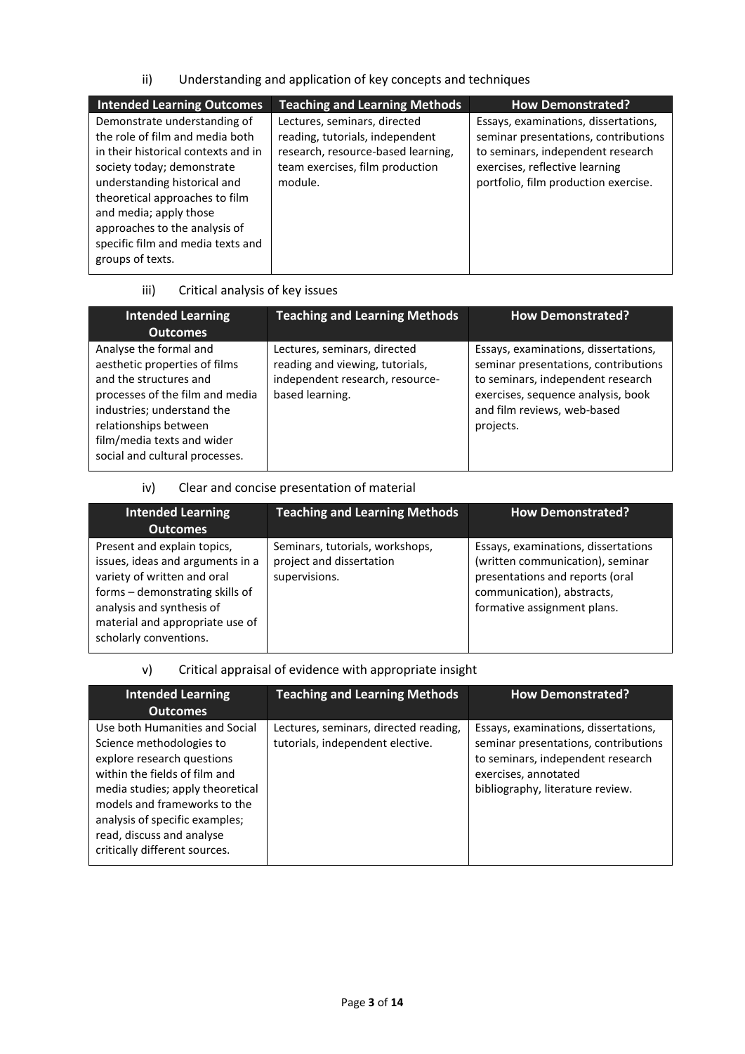ii) Understanding and application of key concepts and techniques

| Intended Learning Outcomes | Teaching and Learning Methods | How Demonstrated? |
| --- | --- | --- |
| Demonstrate understanding of the role of film and media both in their historical contexts and in society today; demonstrate understanding historical and theoretical approaches to film and media; apply those approaches to the analysis of specific film and media texts and groups of texts. | Lectures, seminars, directed reading, tutorials, independent research, resource-based learning, team exercises, film production module. | Essays, examinations, dissertations, seminar presentations, contributions to seminars, independent research exercises, reflective learning portfolio, film production exercise. |

iii) Critical analysis of key issues

| Intended Learning Outcomes | Teaching and Learning Methods | How Demonstrated? |
| --- | --- | --- |
| Analyse the formal and aesthetic properties of films and the structures and processes of the film and media industries; understand the relationships between film/media texts and wider social and cultural processes. | Lectures, seminars, directed reading and viewing, tutorials, independent research, resource-based learning. | Essays, examinations, dissertations, seminar presentations, contributions to seminars, independent research exercises, sequence analysis, book and film reviews, web-based projects. |

iv) Clear and concise presentation of material

| Intended Learning Outcomes | Teaching and Learning Methods | How Demonstrated? |
| --- | --- | --- |
| Present and explain topics, issues, ideas and arguments in a variety of written and oral forms – demonstrating skills of analysis and synthesis of material and appropriate use of scholarly conventions. | Seminars, tutorials, workshops, project and dissertation supervisions. | Essays, examinations, dissertations (written communication), seminar presentations and reports (oral communication), abstracts, formative assignment plans. |

v) Critical appraisal of evidence with appropriate insight

| Intended Learning Outcomes | Teaching and Learning Methods | How Demonstrated? |
| --- | --- | --- |
| Use both Humanities and Social Science methodologies to explore research questions within the fields of film and media studies; apply theoretical models and frameworks to the analysis of specific examples; read, discuss and analyse critically different sources. | Lectures, seminars, directed reading, tutorials, independent elective. | Essays, examinations, dissertations, seminar presentations, contributions to seminars, independent research exercises, annotated bibliography, literature review. |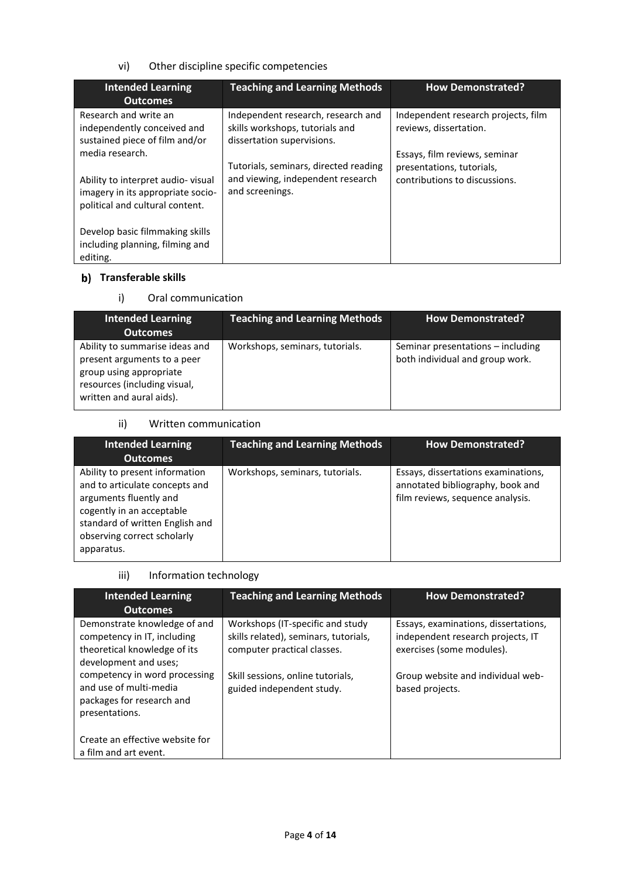vi) Other discipline specific competencies

| Intended Learning Outcomes | Teaching and Learning Methods | How Demonstrated? |
|---|---|---|
| Research and write an independently conceived and sustained piece of film and/or media research.<br><br>Ability to interpret audio- visual imagery in its appropriate socio-political and cultural content.<br><br>Develop basic filmmaking skills including planning, filming and editing. | Independent research, research and skills workshops, tutorials and dissertation supervisions.<br><br>Tutorials, seminars, directed reading and viewing, independent research and screenings. | Independent research projects, film reviews, dissertation.<br><br>Essays, film reviews, seminar presentations, tutorials, contributions to discussions. |

## b) Transferable skills

i) Oral communication

| Intended Learning Outcomes | Teaching and Learning Methods | How Demonstrated? |
|---|---|---|
| Ability to summarise ideas and present arguments to a peer group using appropriate resources (including visual, written and aural aids). | Workshops, seminars, tutorials. | Seminar presentations – including both individual and group work. |

ii) Written communication

| Intended Learning Outcomes | Teaching and Learning Methods | How Demonstrated? |
|---|---|---|
| Ability to present information and to articulate concepts and arguments fluently and cogently in an acceptable standard of written English and observing correct scholarly apparatus. | Workshops, seminars, tutorials. | Essays, dissertations examinations, annotated bibliography, book and film reviews, sequence analysis. |

iii) Information technology

| Intended Learning Outcomes | Teaching and Learning Methods | How Demonstrated? |
|---|---|---|
| Demonstrate knowledge of and competency in IT, including theoretical knowledge of its development and uses; competency in word processing and use of multi-media packages for research and presentations.<br><br>Create an effective website for a film and art event. | Workshops (IT-specific and study skills related), seminars, tutorials, computer practical classes.<br><br>Skill sessions, online tutorials, guided independent study. | Essays, examinations, dissertations, independent research projects, IT exercises (some modules).<br><br>Group website and individual web-based projects. |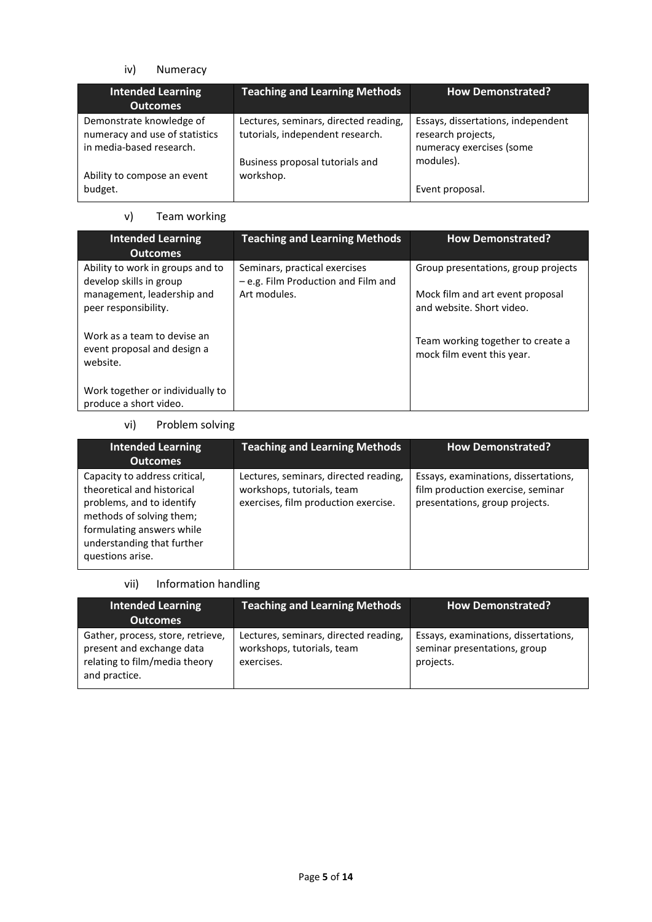iv) Numeracy

| Intended Learning Outcomes | Teaching and Learning Methods | How Demonstrated? |
|---|---|---|
| Demonstrate knowledge of numeracy and use of statistics in media-based research.<br><br>Ability to compose an event budget. | Lectures, seminars, directed reading, tutorials, independent research.<br><br>Business proposal tutorials and workshop. | Essays, dissertations, independent research projects, numeracy exercises (some modules).<br><br>Event proposal. |

v) Team working

| Intended Learning Outcomes | Teaching and Learning Methods | How Demonstrated? |
|---|---|---|
| Ability to work in groups and to develop skills in group management, leadership and peer responsibility.<br><br>Work as a team to devise an event proposal and design a website.<br><br>Work together or individually to produce a short video. | Seminars, practical exercises – e.g. Film Production and Film and Art modules. | Group presentations, group projects<br><br>Mock film and art event proposal and website. Short video.<br><br>Team working together to create a mock film event this year. |

vi) Problem solving

| Intended Learning Outcomes | Teaching and Learning Methods | How Demonstrated? |
|---|---|---|
| Capacity to address critical, theoretical and historical problems, and to identify methods of solving them; formulating answers while understanding that further questions arise. | Lectures, seminars, directed reading, workshops, tutorials, team exercises, film production exercise. | Essays, examinations, dissertations, film production exercise, seminar presentations, group projects. |

vii) Information handling

| Intended Learning Outcomes | Teaching and Learning Methods | How Demonstrated? |
|---|---|---|
| Gather, process, store, retrieve, present and exchange data relating to film/media theory and practice. | Lectures, seminars, directed reading, workshops, tutorials, team exercises. | Essays, examinations, dissertations, seminar presentations, group projects. |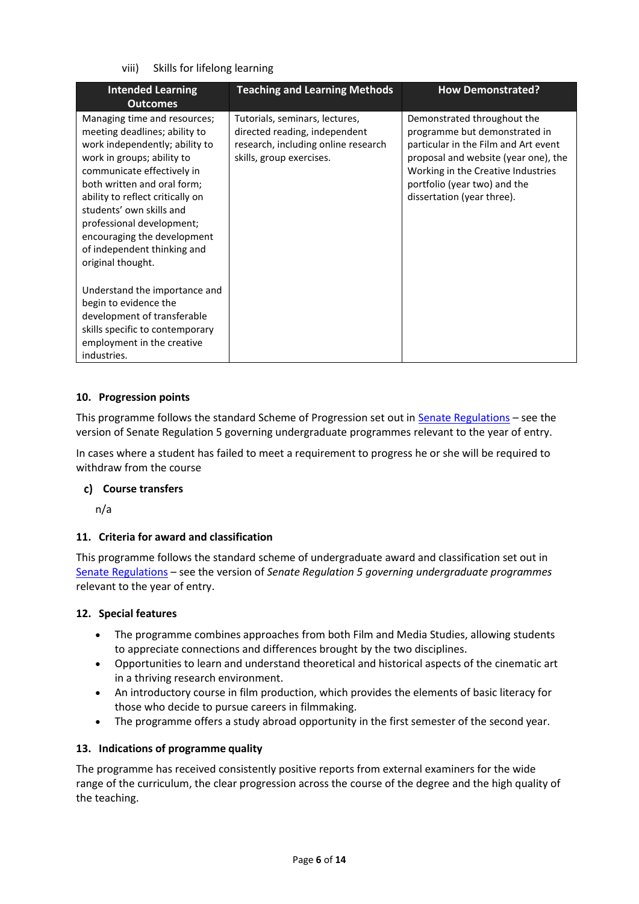viii) Skills for lifelong learning

| Intended Learning Outcomes | Teaching and Learning Methods | How Demonstrated? |
|---|---|---|
| Managing time and resources; meeting deadlines; ability to work independently; ability to work in groups; ability to communicate effectively in both written and oral form; ability to reflect critically on students' own skills and professional development; encouraging the development of independent thinking and original thought.<br><br>Understand the importance and begin to evidence the development of transferable skills specific to contemporary employment in the creative industries. | Tutorials, seminars, lectures, directed reading, independent research, including online research skills, group exercises. | Demonstrated throughout the programme but demonstrated in particular in the Film and Art event proposal and website (year one), the Working in the Creative Industries portfolio (year two) and the dissertation (year three). |

### 10. Progression points

This programme follows the standard Scheme of Progression set out in [Senate Regulations](#) – see the version of Senate Regulation 5 governing undergraduate programmes relevant to the year of entry.

In cases where a student has failed to meet a requirement to progress he or she will be required to withdraw from the course

#### c) Course transfers

n/a

### 11. Criteria for award and classification

This programme follows the standard scheme of undergraduate award and classification set out in [Senate Regulations](#) – see the version of *Senate Regulation 5 governing undergraduate programmes* relevant to the year of entry.

### 12. Special features

- The programme combines approaches from both Film and Media Studies, allowing students to appreciate connections and differences brought by the two disciplines.
- Opportunities to learn and understand theoretical and historical aspects of the cinematic art in a thriving research environment.
- An introductory course in film production, which provides the elements of basic literacy for those who decide to pursue careers in filmmaking.
- The programme offers a study abroad opportunity in the first semester of the second year.

### 13. Indications of programme quality

The programme has received consistently positive reports from external examiners for the wide range of the curriculum, the clear progression across the course of the degree and the high quality of the teaching.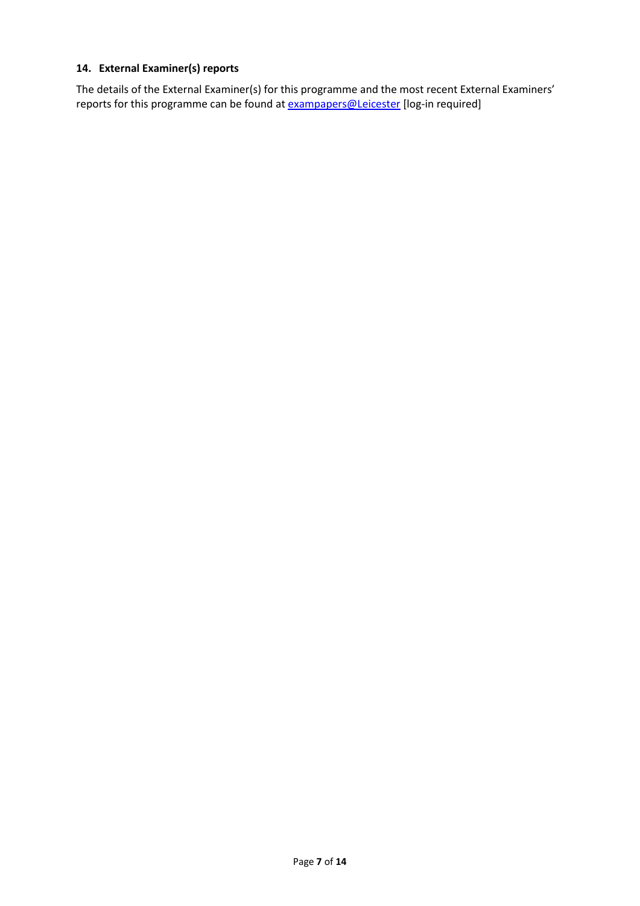## 14. External Examiner(s) reports

The details of the External Examiner(s) for this programme and the most recent External Examiners' reports for this programme can be found at exampapers@Leicester [log-in required]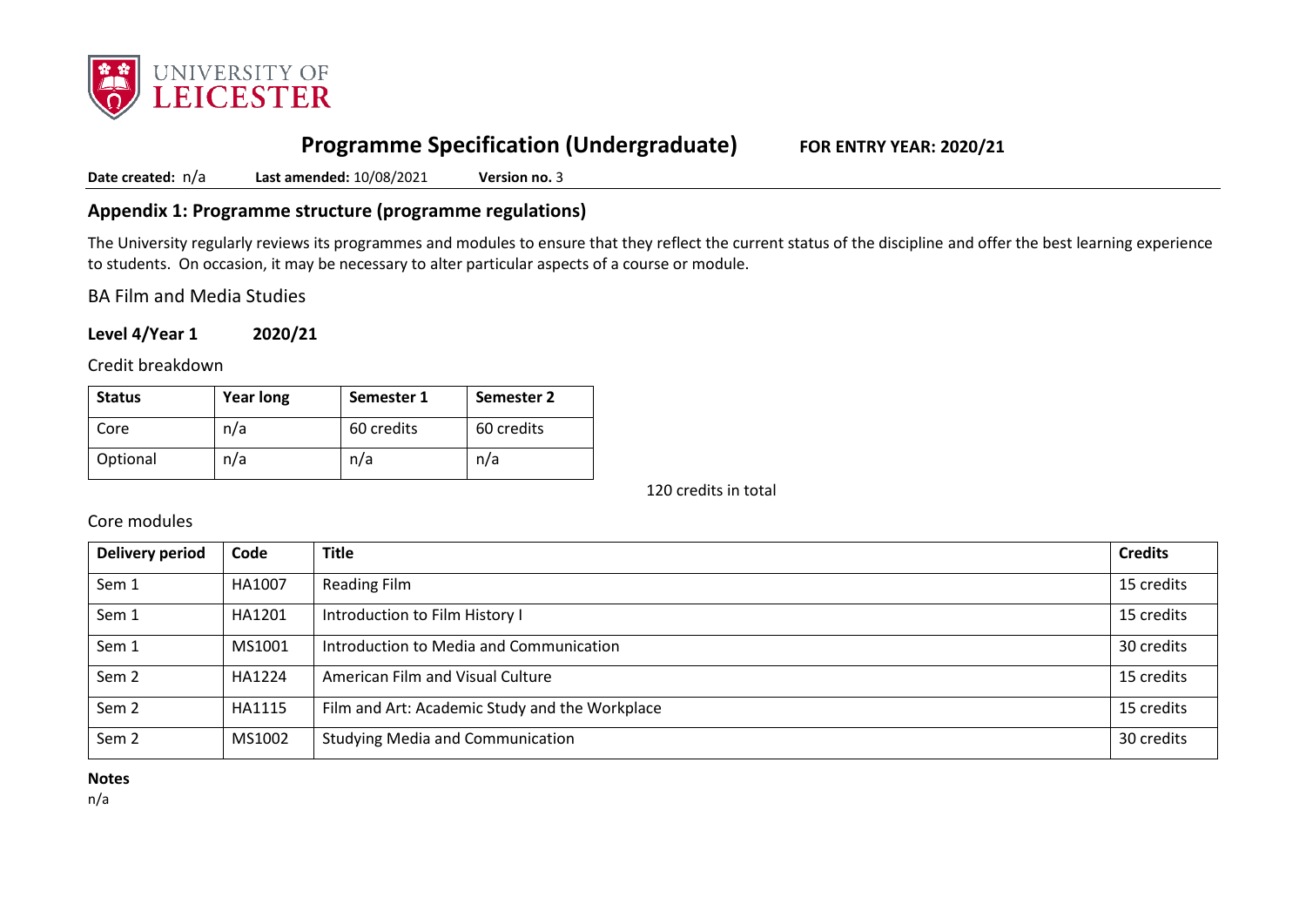# Programme Specification (Undergraduate) FOR ENTRY YEAR: 2020/21

**Date created:** n/a **Last amended:** 10/08/2021 **Version no.** 3

## Appendix 1: Programme structure (programme regulations)

The University regularly reviews its programmes and modules to ensure that they reflect the current status of the discipline and offer the best learning experience to students. On occasion, it may be necessary to alter particular aspects of a course or module.

BA Film and Media Studies

**Level 4/Year 1 2020/21**

Credit breakdown

| Status | Year long | Semester 1 | Semester 2 |
|---|---|---|---|
| Core | n/a | 60 credits | 60 credits |
| Optional | n/a | n/a | n/a |

120 credits in total

Core modules

| Delivery period | Code | Title | Credits |
|---|---|---|---|
| Sem 1 | HA1007 | Reading Film | 15 credits |
| Sem 1 | HA1201 | Introduction to Film History I | 15 credits |
| Sem 1 | MS1001 | Introduction to Media and Communication | 30 credits |
| Sem 2 | HA1224 | American Film and Visual Culture | 15 credits |
| Sem 2 | HA1115 | Film and Art: Academic Study and the Workplace | 15 credits |
| Sem 2 | MS1002 | Studying Media and Communication | 30 credits |

**Notes**

n/a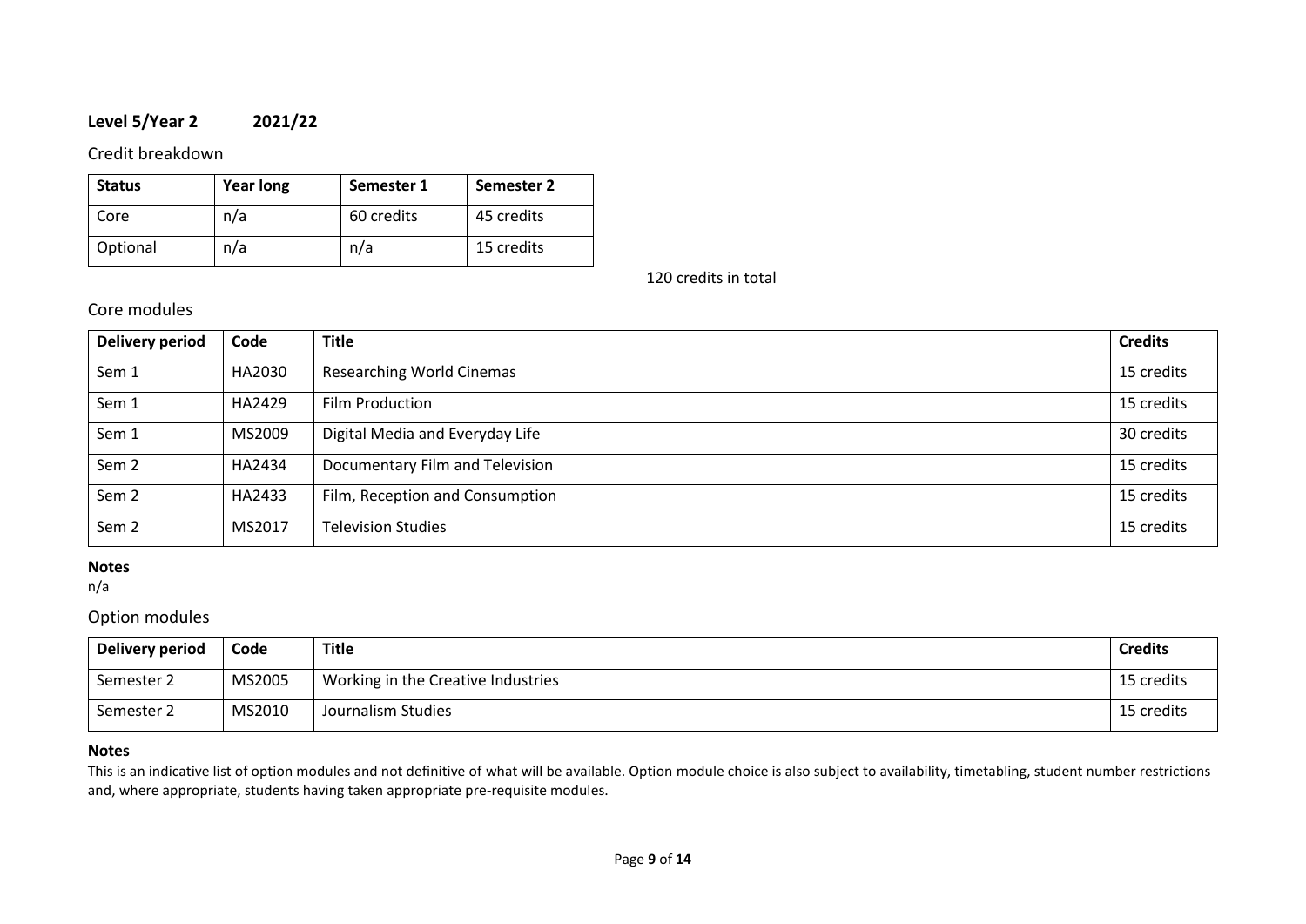**Level 5/Year 2 2021/22**

## Credit breakdown

| Status | Year long | Semester 1 | Semester 2 |
|---|---|---|---|
| Core | n/a | 60 credits | 45 credits |
| Optional | n/a | n/a | 15 credits |

120 credits in total

## Core modules

| Delivery period | Code | Title | Credits |
|---|---|---|---|
| Sem 1 | HA2030 | Researching World Cinemas | 15 credits |
| Sem 1 | HA2429 | Film Production | 15 credits |
| Sem 1 | MS2009 | Digital Media and Everyday Life | 30 credits |
| Sem 2 | HA2434 | Documentary Film and Television | 15 credits |
| Sem 2 | HA2433 | Film, Reception and Consumption | 15 credits |
| Sem 2 | MS2017 | Television Studies | 15 credits |

**Notes**
n/a

## Option modules

| Delivery period | Code | Title | Credits |
|---|---|---|---|
| Semester 2 | MS2005 | Working in the Creative Industries | 15 credits |
| Semester 2 | MS2010 | Journalism Studies | 15 credits |

**Notes**
This is an indicative list of option modules and not definitive of what will be available. Option module choice is also subject to availability, timetabling, student number restrictions and, where appropriate, students having taken appropriate pre-requisite modules.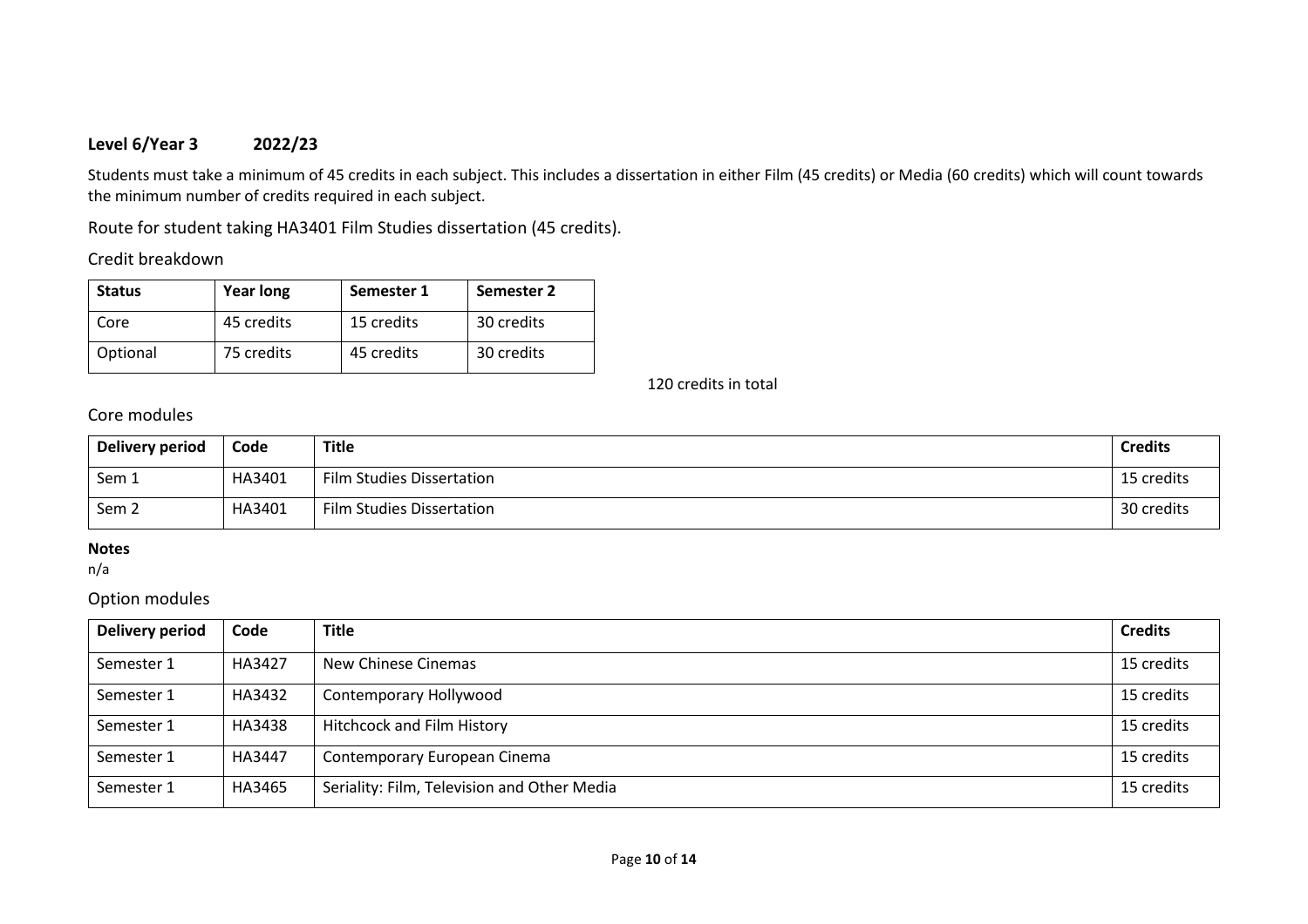**Level 6/Year 3 2022/23**

Students must take a minimum of 45 credits in each subject. This includes a dissertation in either Film (45 credits) or Media (60 credits) which will count towards the minimum number of credits required in each subject.

Route for student taking HA3401 Film Studies dissertation (45 credits).

Credit breakdown

| Status | Year long | Semester 1 | Semester 2 |
|---|---|---|---|
| Core | 45 credits | 15 credits | 30 credits |
| Optional | 75 credits | 45 credits | 30 credits |

120 credits in total

Core modules

| Delivery period | Code | Title | Credits |
|---|---|---|---|
| Sem 1 | HA3401 | Film Studies Dissertation | 15 credits |
| Sem 2 | HA3401 | Film Studies Dissertation | 30 credits |

**Notes**
n/a

Option modules

| Delivery period | Code | Title | Credits |
|---|---|---|---|
| Semester 1 | HA3427 | New Chinese Cinemas | 15 credits |
| Semester 1 | HA3432 | Contemporary Hollywood | 15 credits |
| Semester 1 | HA3438 | Hitchcock and Film History | 15 credits |
| Semester 1 | HA3447 | Contemporary European Cinema | 15 credits |
| Semester 1 | HA3465 | Seriality: Film, Television and Other Media | 15 credits |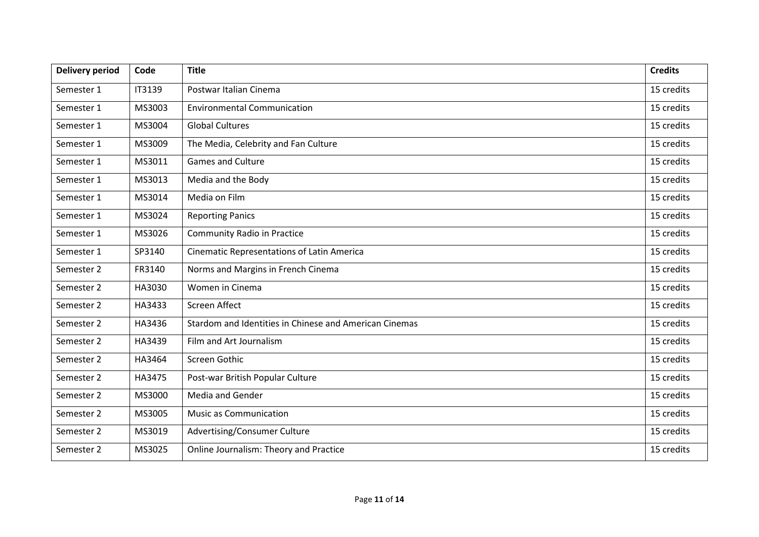| Delivery period | Code | Title | Credits |
| --- | --- | --- | --- |
| Semester 1 | IT3139 | Postwar Italian Cinema | 15 credits |
| Semester 1 | MS3003 | Environmental Communication | 15 credits |
| Semester 1 | MS3004 | Global Cultures | 15 credits |
| Semester 1 | MS3009 | The Media, Celebrity and Fan Culture | 15 credits |
| Semester 1 | MS3011 | Games and Culture | 15 credits |
| Semester 1 | MS3013 | Media and the Body | 15 credits |
| Semester 1 | MS3014 | Media on Film | 15 credits |
| Semester 1 | MS3024 | Reporting Panics | 15 credits |
| Semester 1 | MS3026 | Community Radio in Practice | 15 credits |
| Semester 1 | SP3140 | Cinematic Representations of Latin America | 15 credits |
| Semester 2 | FR3140 | Norms and Margins in French Cinema | 15 credits |
| Semester 2 | HA3030 | Women in Cinema | 15 credits |
| Semester 2 | HA3433 | Screen Affect | 15 credits |
| Semester 2 | HA3436 | Stardom and Identities in Chinese and American Cinemas | 15 credits |
| Semester 2 | HA3439 | Film and Art Journalism | 15 credits |
| Semester 2 | HA3464 | Screen Gothic | 15 credits |
| Semester 2 | HA3475 | Post-war British Popular Culture | 15 credits |
| Semester 2 | MS3000 | Media and Gender | 15 credits |
| Semester 2 | MS3005 | Music as Communication | 15 credits |
| Semester 2 | MS3019 | Advertising/Consumer Culture | 15 credits |
| Semester 2 | MS3025 | Online Journalism: Theory and Practice | 15 credits |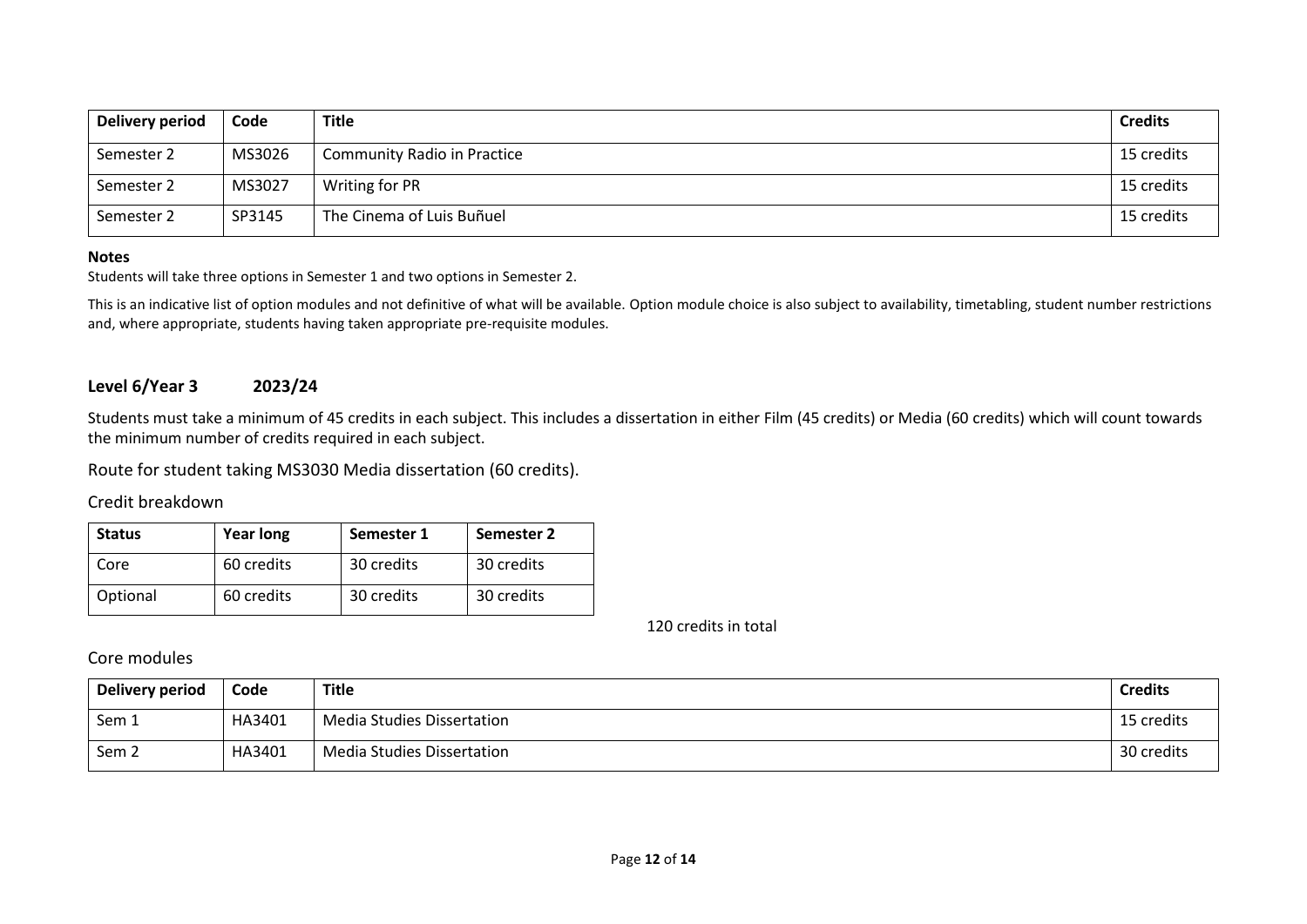| Delivery period | Code | Title | Credits |
| --- | --- | --- | --- |
| Semester 2 | MS3026 | Community Radio in Practice | 15 credits |
| Semester 2 | MS3027 | Writing for PR | 15 credits |
| Semester 2 | SP3145 | The Cinema of Luis Buñuel | 15 credits |

**Notes**

Students will take three options in Semester 1 and two options in Semester 2.

This is an indicative list of option modules and not definitive of what will be available. Option module choice is also subject to availability, timetabling, student number restrictions and, where appropriate, students having taken appropriate pre-requisite modules.

## Level 6/Year 3 2023/24

Students must take a minimum of 45 credits in each subject. This includes a dissertation in either Film (45 credits) or Media (60 credits) which will count towards the minimum number of credits required in each subject.

Route for student taking MS3030 Media dissertation (60 credits).

### Credit breakdown

| Status | Year long | Semester 1 | Semester 2 |
| --- | --- | --- | --- |
| Core | 60 credits | 30 credits | 30 credits |
| Optional | 60 credits | 30 credits | 30 credits |

120 credits in total

### Core modules

| Delivery period | Code | Title | Credits |
| --- | --- | --- | --- |
| Sem 1 | HA3401 | Media Studies Dissertation | 15 credits |
| Sem 2 | HA3401 | Media Studies Dissertation | 30 credits |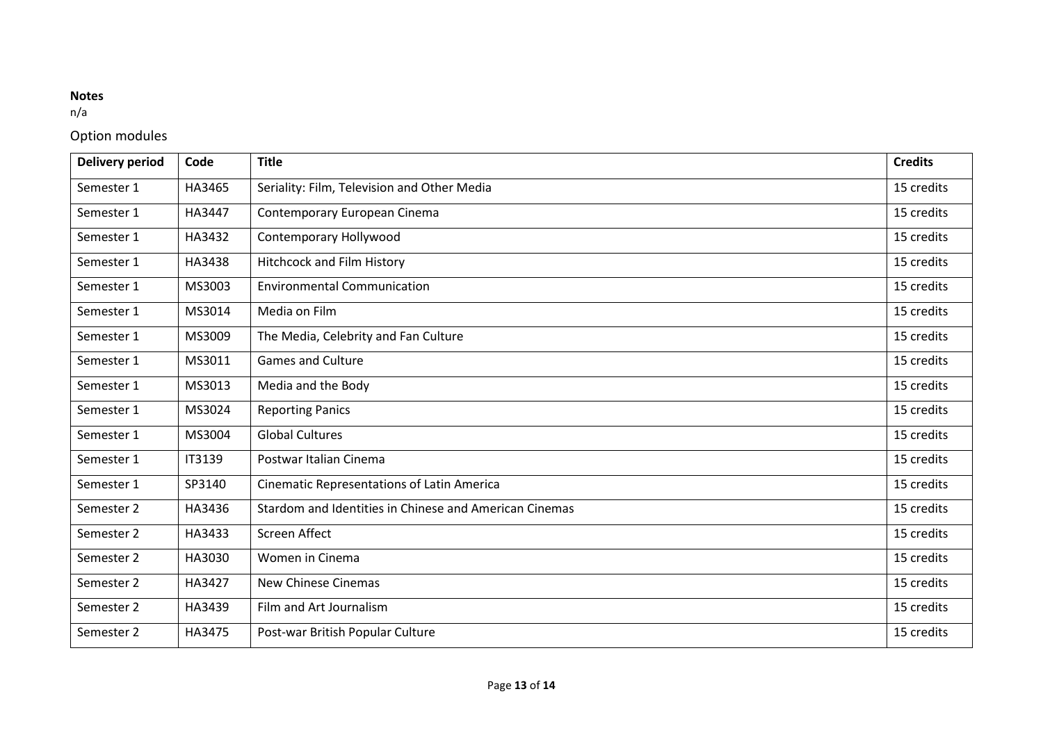**Notes**

n/a

## Option modules

| Delivery period | Code | Title | Credits |
| --- | --- | --- | --- |
| Semester 1 | HA3465 | Seriality: Film, Television and Other Media | 15 credits |
| Semester 1 | HA3447 | Contemporary European Cinema | 15 credits |
| Semester 1 | HA3432 | Contemporary Hollywood | 15 credits |
| Semester 1 | HA3438 | Hitchcock and Film History | 15 credits |
| Semester 1 | MS3003 | Environmental Communication | 15 credits |
| Semester 1 | MS3014 | Media on Film | 15 credits |
| Semester 1 | MS3009 | The Media, Celebrity and Fan Culture | 15 credits |
| Semester 1 | MS3011 | Games and Culture | 15 credits |
| Semester 1 | MS3013 | Media and the Body | 15 credits |
| Semester 1 | MS3024 | Reporting Panics | 15 credits |
| Semester 1 | MS3004 | Global Cultures | 15 credits |
| Semester 1 | IT3139 | Postwar Italian Cinema | 15 credits |
| Semester 1 | SP3140 | Cinematic Representations of Latin America | 15 credits |
| Semester 2 | HA3436 | Stardom and Identities in Chinese and American Cinemas | 15 credits |
| Semester 2 | HA3433 | Screen Affect | 15 credits |
| Semester 2 | HA3030 | Women in Cinema | 15 credits |
| Semester 2 | HA3427 | New Chinese Cinemas | 15 credits |
| Semester 2 | HA3439 | Film and Art Journalism | 15 credits |
| Semester 2 | HA3475 | Post-war British Popular Culture | 15 credits |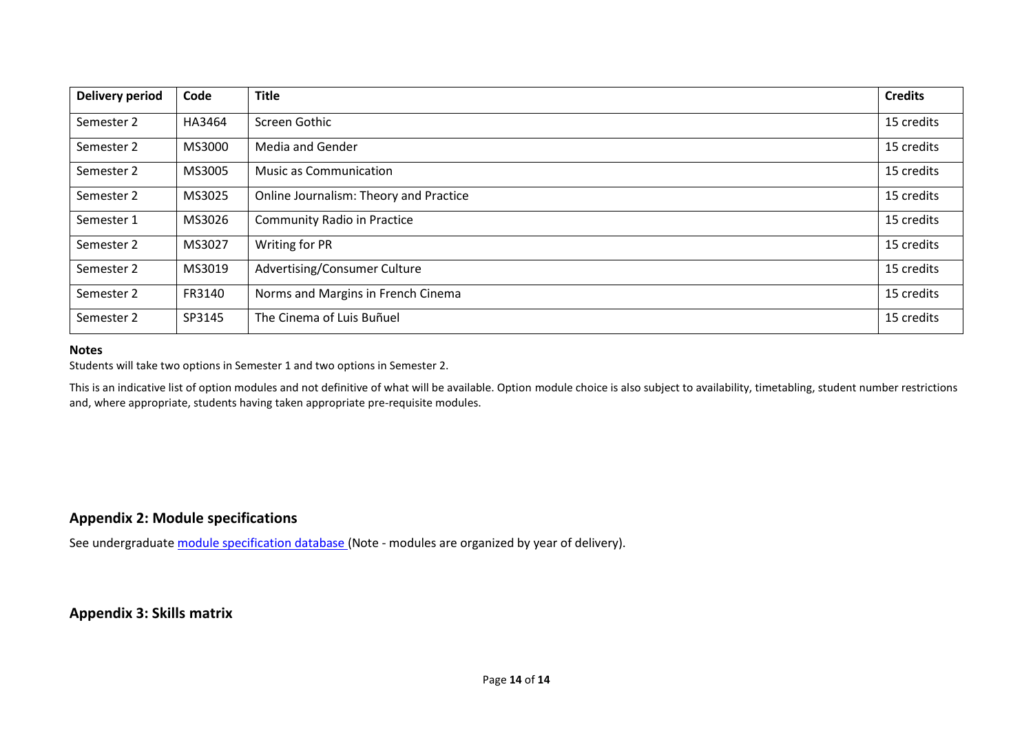| Delivery period | Code | Title | Credits |
|---|---|---|---|
| Semester 2 | HA3464 | Screen Gothic | 15 credits |
| Semester 2 | MS3000 | Media and Gender | 15 credits |
| Semester 2 | MS3005 | Music as Communication | 15 credits |
| Semester 2 | MS3025 | Online Journalism: Theory and Practice | 15 credits |
| Semester 1 | MS3026 | Community Radio in Practice | 15 credits |
| Semester 2 | MS3027 | Writing for PR | 15 credits |
| Semester 2 | MS3019 | Advertising/Consumer Culture | 15 credits |
| Semester 2 | FR3140 | Norms and Margins in French Cinema | 15 credits |
| Semester 2 | SP3145 | The Cinema of Luis Buñuel | 15 credits |

**Notes**

Students will take two options in Semester 1 and two options in Semester 2.

This is an indicative list of option modules and not definitive of what will be available. Option module choice is also subject to availability, timetabling, student number restrictions and, where appropriate, students having taken appropriate pre-requisite modules.

## Appendix 2: Module specifications

See undergraduate module specification database (Note - modules are organized by year of delivery).

## Appendix 3: Skills matrix